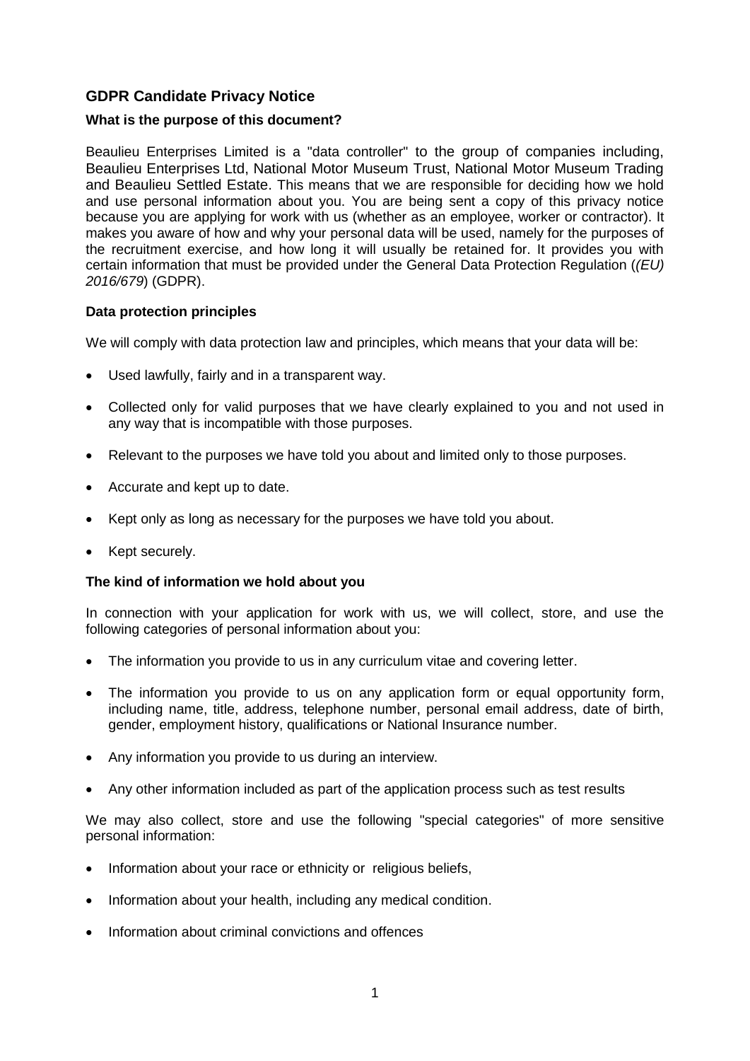## GDPR Candidate Privacy Notice

### What is the purpose of this document?

Beaulieu Enterprises Limited is a "data controller" to the group of companies including, Beaulieu Enterprises Ltd, National Motor Museum Trust, National Motor Museum Trading and Beaulieu Settled Estate. This means that we are responsible for deciding how we hold and use personal information about you. You are being sent a copy of this privacy notice because you are applying for work with us (whether as an employee, worker or contractor). It makes you aware of how and why your personal data will be used, namely for the purposes of the recruitment exercise, and how long it will usually be retained for. It provides you with certain information that must be provided under the General Data Protection Regulation (*(EU) 2016/679*) (GDPR).

### Data protection principles

We will comply with data protection law and principles, which means that your data will be:

- Used lawfully, fairly and in a transparent way.
- Collected only for valid purposes that we have clearly explained to you and not used in any way that is incompatible with those purposes.
- Relevant to the purposes we have told you about and limited only to those purposes.
- Accurate and kept up to date.
- Kept only as long as necessary for the purposes we have told you about.
- Kept securely.

### The kind of information we hold about you

In connection with your application for work with us, we will collect, store, and use the following categories of personal information about you:

- The information you provide to us in any curriculum vitae and covering letter.
- The information you provide to us on any application form or equal opportunity form, including name, title, address, telephone number, personal email address, date of birth, gender, employment history, qualifications or National Insurance number.
- Any information you provide to us during an interview.
- Any other information included as part of the application process such as test results

We may also collect, store and use the following "special categories" of more sensitive personal information:

- Information about your race or ethnicity or religious beliefs,
- Information about your health, including any medical condition.
- Information about criminal convictions and offences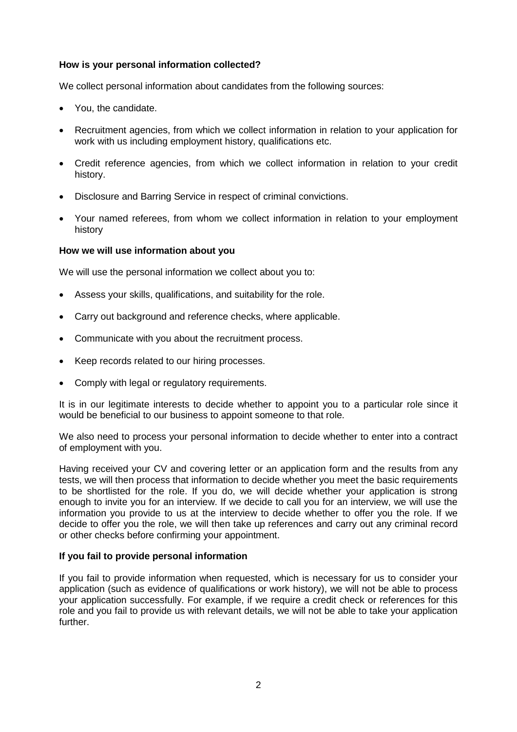**How is your personal information collected?**

We collect personal information about candidates from the following sources:

- You, the candidate.
- Recruitment agencies, from which we collect information in relation to your application for work with us including employment history, qualifications etc.
- Credit reference agencies, from which we collect information in relation to your credit history.
- Disclosure and Barring Service in respect of criminal convictions.
- Your named referees, from whom we collect information in relation to your employment history

**How we will use information about you**

We will use the personal information we collect about you to:

- Assess your skills, qualifications, and suitability for the role.
- Carry out background and reference checks, where applicable.
- Communicate with you about the recruitment process.
- Keep records related to our hiring processes.
- Comply with legal or regulatory requirements.

It is in our legitimate interests to decide whether to appoint you to a particular role since it would be beneficial to our business to appoint someone to that role.

We also need to process your personal information to decide whether to enter into a contract of employment with you.

Having received your CV and covering letter or an application form and the results from any tests, we will then process that information to decide whether you meet the basic requirements to be shortlisted for the role. If you do, we will decide whether your application is strong enough to invite you for an interview. If we decide to call you for an interview, we will use the information you provide to us at the interview to decide whether to offer you the role. If we decide to offer you the role, we will then take up references and carry out any criminal record or other checks before confirming your appointment.

**If you fail to provide personal information**

If you fail to provide information when requested, which is necessary for us to consider your application (such as evidence of qualifications or work history), we will not be able to process your application successfully. For example, if we require a credit check or references for this role and you fail to provide us with relevant details, we will not be able to take your application further.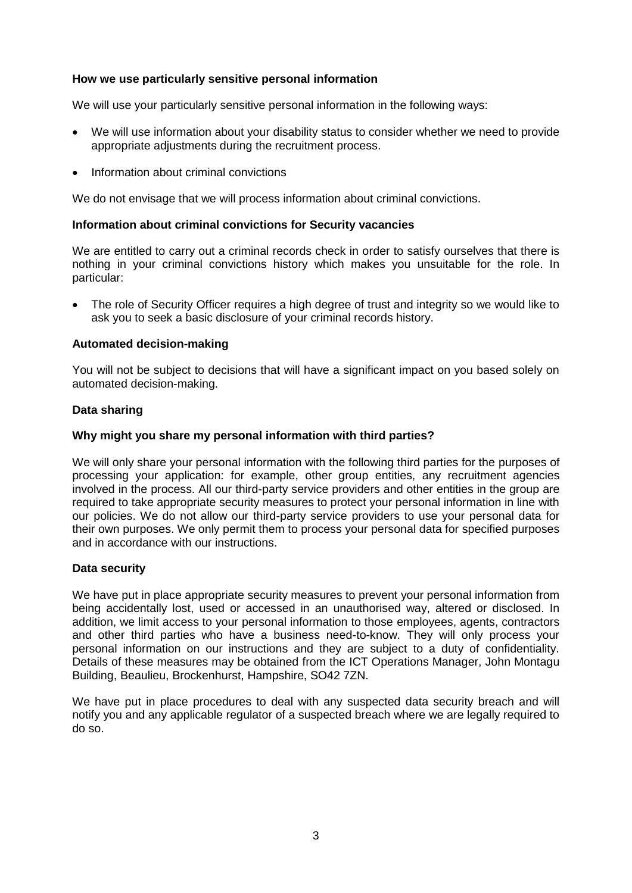**How we use particularly sensitive personal information**

We will use your particularly sensitive personal information in the following ways:

- We will use information about your disability status to consider whether we need to provide appropriate adjustments during the recruitment process.
- Information about criminal convictions

We do not envisage that we will process information about criminal convictions.

**Information about criminal convictions for Security vacancies**

We are entitled to carry out a criminal records check in order to satisfy ourselves that there is nothing in your criminal convictions history which makes you unsuitable for the role. In particular:

- The role of Security Officer requires a high degree of trust and integrity so we would like to ask you to seek a basic disclosure of your criminal records history.

**Automated decision-making**

You will not be subject to decisions that will have a significant impact on you based solely on automated decision-making.

**Data sharing**

**Why might you share my personal information with third parties?**

We will only share your personal information with the following third parties for the purposes of processing your application: for example, other group entities, any recruitment agencies involved in the process. All our third-party service providers and other entities in the group are required to take appropriate security measures to protect your personal information in line with our policies. We do not allow our third-party service providers to use your personal data for their own purposes. We only permit them to process your personal data for specified purposes and in accordance with our instructions.

**Data security**

We have put in place appropriate security measures to prevent your personal information from being accidentally lost, used or accessed in an unauthorised way, altered or disclosed. In addition, we limit access to your personal information to those employees, agents, contractors and other third parties who have a business need-to-know. They will only process your personal information on our instructions and they are subject to a duty of confidentiality. Details of these measures may be obtained from the ICT Operations Manager, John Montagu Building, Beaulieu, Brockenhurst, Hampshire, SO42 7ZN.

We have put in place procedures to deal with any suspected data security breach and will notify you and any applicable regulator of a suspected breach where we are legally required to do so.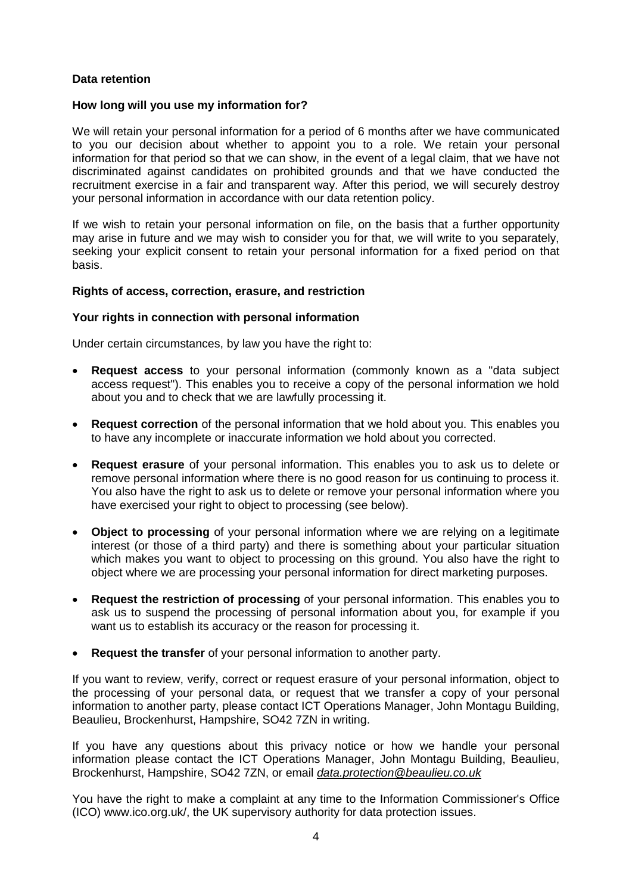## Data retention

### How long will you use my information for?

We will retain your personal information for a period of 6 months after we have communicated to you our decision about whether to appoint you to a role. We retain your personal information for that period so that we can show, in the event of a legal claim, that we have not discriminated against candidates on prohibited grounds and that we have conducted the recruitment exercise in a fair and transparent way. After this period, we will securely destroy your personal information in accordance with our data retention policy.

If we wish to retain your personal information on file, on the basis that a further opportunity may arise in future and we may wish to consider you for that, we will write to you separately, seeking your explicit consent to retain your personal information for a fixed period on that basis.

## Rights of access, correction, erasure, and restriction

### Your rights in connection with personal information

Under certain circumstances, by law you have the right to:

- **Request access** to your personal information (commonly known as a "data subject access request"). This enables you to receive a copy of the personal information we hold about you and to check that we are lawfully processing it.
- **Request correction** of the personal information that we hold about you. This enables you to have any incomplete or inaccurate information we hold about you corrected.
- **Request erasure** of your personal information. This enables you to ask us to delete or remove personal information where there is no good reason for us continuing to process it. You also have the right to ask us to delete or remove your personal information where you have exercised your right to object to processing (see below).
- **Object to processing** of your personal information where we are relying on a legitimate interest (or those of a third party) and there is something about your particular situation which makes you want to object to processing on this ground. You also have the right to object where we are processing your personal information for direct marketing purposes.
- **Request the restriction of processing** of your personal information. This enables you to ask us to suspend the processing of personal information about you, for example if you want us to establish its accuracy or the reason for processing it.
- **Request the transfer** of your personal information to another party.

If you want to review, verify, correct or request erasure of your personal information, object to the processing of your personal data, or request that we transfer a copy of your personal information to another party, please contact ICT Operations Manager, John Montagu Building, Beaulieu, Brockenhurst, Hampshire, SO42 7ZN in writing.

If you have any questions about this privacy notice or how we handle your personal information please contact the ICT Operations Manager, John Montagu Building, Beaulieu, Brockenhurst, Hampshire, SO42 7ZN, or email *data.protection@beaulieu.co.uk*

You have the right to make a complaint at any time to the Information Commissioner's Office (ICO) www.ico.org.uk/, the UK supervisory authority for data protection issues.